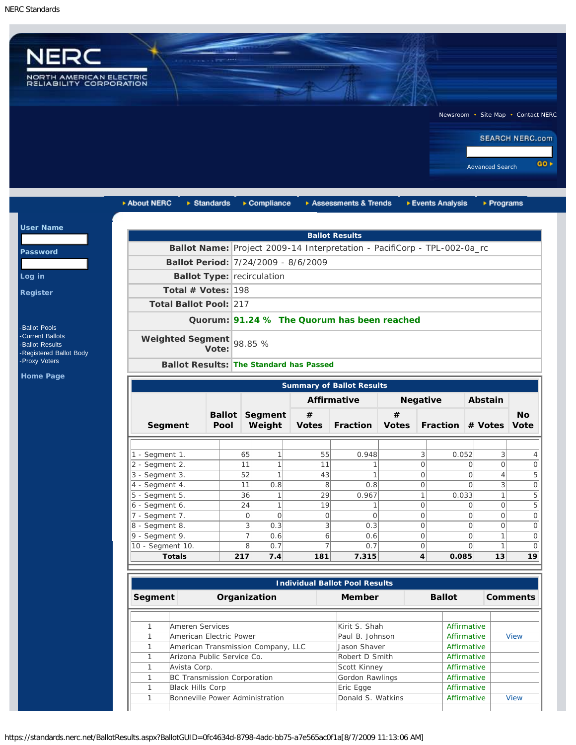NERC Standards

# NERC

NORTH AMERICAN ELECTRIC RELIABILITY CORPORATION

Newsroom • Site Map • Contact NERC

SEARCH NERC.com

Advanced Search GO

About NERC | Standards | Compliance | Assessments & Trends | Events Analysis | Programs

**User Name**

**Password**

**Log in**

**Register**

- Ballot Pools
- Current Ballots
- Ballot Results
- Registered Ballot Body
- Proxy Voters

**Home Page**

## Ballot Results

| | |
|---|---|
| **Ballot Name:** | Project 2009-14 Interpretation - PacifiCorp - TPL-002-0a_rc |
| **Ballot Period:** | 7/24/2009 - 8/6/2009 |
| **Ballot Type:** | recirculation |
| **Total # Votes:** | 198 |
| **Total Ballot Pool:** | 217 |
| **Quorum:** | **91.24 % The Quorum has been reached** |
| **Weighted Segment Vote:** | 98.85 % |
| **Ballot Results:** | **The Standard has Passed** |

## Summary of Ballot Results

| Segment | Ballot Pool | Segment Weight | Affirmative # Votes | Affirmative Fraction | Negative # Votes | Negative Fraction | Abstain # Votes | No Vote |
|---|---|---|---|---|---|---|---|---|
| 1 - Segment 1. | 65 | 1 | 55 | 0.948 | 3 | 0.052 | 3 | 4 |
| 2 - Segment 2. | 11 | 1 | 11 | 1 | 0 | 0 | 0 | 0 |
| 3 - Segment 3. | 52 | 1 | 43 | 1 | 0 | 0 | 4 | 5 |
| 4 - Segment 4. | 11 | 0.8 | 8 | 0.8 | 0 | 0 | 3 | 0 |
| 5 - Segment 5. | 36 | 1 | 29 | 0.967 | 1 | 0.033 | 1 | 5 |
| 6 - Segment 6. | 24 | 1 | 19 | 1 | 0 | 0 | 0 | 5 |
| 7 - Segment 7. | 0 | 0 | 0 | 0 | 0 | 0 | 0 | 0 |
| 8 - Segment 8. | 3 | 0.3 | 3 | 0.3 | 0 | 0 | 0 | 0 |
| 9 - Segment 9. | 7 | 0.6 | 6 | 0.6 | 0 | 0 | 1 | 0 |
| 10 - Segment 10. | 8 | 0.7 | 7 | 0.7 | 0 | 0 | 1 | 0 |
| **Totals** | **217** | **7.4** | **181** | **7.315** | **4** | **0.085** | **13** | **19** |

## Individual Ballot Pool Results

| Segment | Organization | Member | Ballot | Comments |
|---|---|---|---|---|
| 1 | Ameren Services | Kirit S. Shah | Affirmative | |
| 1 | American Electric Power | Paul B. Johnson | Affirmative | View |
| 1 | American Transmission Company, LLC | Jason Shaver | Affirmative | |
| 1 | Arizona Public Service Co. | Robert D Smith | Affirmative | |
| 1 | Avista Corp. | Scott Kinney | Affirmative | |
| 1 | BC Transmission Corporation | Gordon Rawlings | Affirmative | |
| 1 | Black Hills Corp | Eric Egge | Affirmative | |
| 1 | Bonneville Power Administration | Donald S. Watkins | Affirmative | View |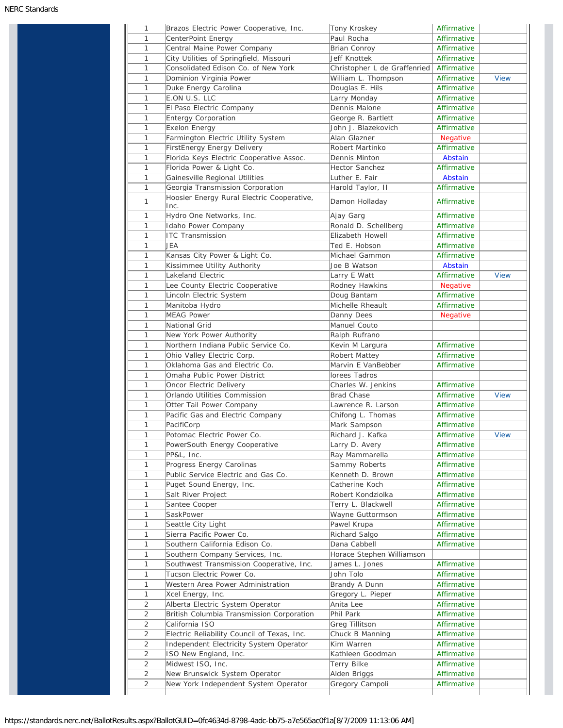| | | | | |
|---|---|---|---|---|
| 1 | Brazos Electric Power Cooperative, Inc. | Tony Kroskey | Affirmative | |
| 1 | CenterPoint Energy | Paul Rocha | Affirmative | |
| 1 | Central Maine Power Company | Brian Conroy | Affirmative | |
| 1 | City Utilities of Springfield, Missouri | Jeff Knottek | Affirmative | |
| 1 | Consolidated Edison Co. of New York | Christopher L de Graffenried | Affirmative | |
| 1 | Dominion Virginia Power | William L. Thompson | Affirmative | View |
| 1 | Duke Energy Carolina | Douglas E. Hils | Affirmative | |
| 1 | E.ON U.S. LLC | Larry Monday | Affirmative | |
| 1 | El Paso Electric Company | Dennis Malone | Affirmative | |
| 1 | Entergy Corporation | George R. Bartlett | Affirmative | |
| 1 | Exelon Energy | John J. Blazekovich | Affirmative | |
| 1 | Farmington Electric Utility System | Alan Glazner | Negative | |
| 1 | FirstEnergy Energy Delivery | Robert Martinko | Affirmative | |
| 1 | Florida Keys Electric Cooperative Assoc. | Dennis Minton | Abstain | |
| 1 | Florida Power & Light Co. | Hector Sanchez | Affirmative | |
| 1 | Gainesville Regional Utilities | Luther E. Fair | Abstain | |
| 1 | Georgia Transmission Corporation | Harold Taylor, II | Affirmative | |
| 1 | Hoosier Energy Rural Electric Cooperative, Inc. | Damon Holladay | Affirmative | |
| 1 | Hydro One Networks, Inc. | Ajay Garg | Affirmative | |
| 1 | Idaho Power Company | Ronald D. Schellberg | Affirmative | |
| 1 | ITC Transmission | Elizabeth Howell | Affirmative | |
| 1 | JEA | Ted E. Hobson | Affirmative | |
| 1 | Kansas City Power & Light Co. | Michael Gammon | Affirmative | |
| 1 | Kissimmee Utility Authority | Joe B Watson | Abstain | |
| 1 | Lakeland Electric | Larry E Watt | Affirmative | View |
| 1 | Lee County Electric Cooperative | Rodney Hawkins | Negative | |
| 1 | Lincoln Electric System | Doug Bantam | Affirmative | |
| 1 | Manitoba Hydro | Michelle Rheault | Affirmative | |
| 1 | MEAG Power | Danny Dees | Negative | |
| 1 | National Grid | Manuel Couto | | |
| 1 | New York Power Authority | Ralph Rufrano | | |
| 1 | Northern Indiana Public Service Co. | Kevin M Largura | Affirmative | |
| 1 | Ohio Valley Electric Corp. | Robert Mattey | Affirmative | |
| 1 | Oklahoma Gas and Electric Co. | Marvin E VanBebber | Affirmative | |
| 1 | Omaha Public Power District | lorees Tadros | | |
| 1 | Oncor Electric Delivery | Charles W. Jenkins | Affirmative | |
| 1 | Orlando Utilities Commission | Brad Chase | Affirmative | View |
| 1 | Otter Tail Power Company | Lawrence R. Larson | Affirmative | |
| 1 | Pacific Gas and Electric Company | Chifong L. Thomas | Affirmative | |
| 1 | PacifiCorp | Mark Sampson | Affirmative | |
| 1 | Potomac Electric Power Co. | Richard J. Kafka | Affirmative | View |
| 1 | PowerSouth Energy Cooperative | Larry D. Avery | Affirmative | |
| 1 | PP&L, Inc. | Ray Mammarella | Affirmative | |
| 1 | Progress Energy Carolinas | Sammy Roberts | Affirmative | |
| 1 | Public Service Electric and Gas Co. | Kenneth D. Brown | Affirmative | |
| 1 | Puget Sound Energy, Inc. | Catherine Koch | Affirmative | |
| 1 | Salt River Project | Robert Kondziolka | Affirmative | |
| 1 | Santee Cooper | Terry L. Blackwell | Affirmative | |
| 1 | SaskPower | Wayne Guttormson | Affirmative | |
| 1 | Seattle City Light | Pawel Krupa | Affirmative | |
| 1 | Sierra Pacific Power Co. | Richard Salgo | Affirmative | |
| 1 | Southern California Edison Co. | Dana Cabbell | Affirmative | |
| 1 | Southern Company Services, Inc. | Horace Stephen Williamson | | |
| 1 | Southwest Transmission Cooperative, Inc. | James L. Jones | Affirmative | |
| 1 | Tucson Electric Power Co. | John Tolo | Affirmative | |
| 1 | Western Area Power Administration | Brandy A Dunn | Affirmative | |
| 1 | Xcel Energy, Inc. | Gregory L. Pieper | Affirmative | |
| 2 | Alberta Electric System Operator | Anita Lee | Affirmative | |
| 2 | British Columbia Transmission Corporation | Phil Park | Affirmative | |
| 2 | California ISO | Greg Tillitson | Affirmative | |
| 2 | Electric Reliability Council of Texas, Inc. | Chuck B Manning | Affirmative | |
| 2 | Independent Electricity System Operator | Kim Warren | Affirmative | |
| 2 | ISO New England, Inc. | Kathleen Goodman | Affirmative | |
| 2 | Midwest ISO, Inc. | Terry Bilke | Affirmative | |
| 2 | New Brunswick System Operator | Alden Briggs | Affirmative | |
| 2 | New York Independent System Operator | Gregory Campoli | Affirmative | |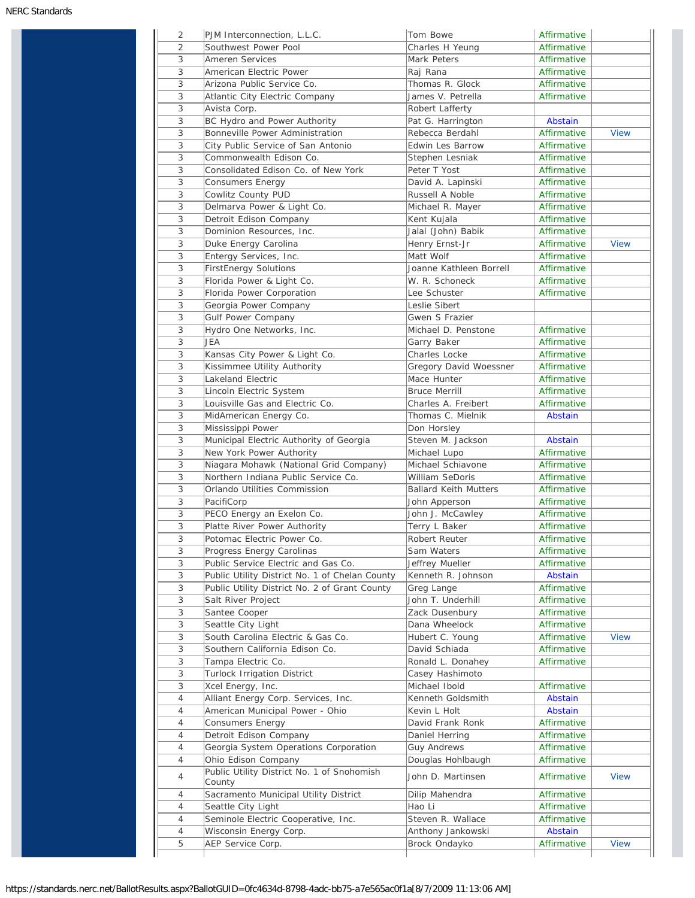| | | | | |
|---|---|---|---|---|
| 2 | PJM Interconnection, L.L.C. | Tom Bowe | Affirmative | |
| 2 | Southwest Power Pool | Charles H Yeung | Affirmative | |
| 3 | Ameren Services | Mark Peters | Affirmative | |
| 3 | American Electric Power | Raj Rana | Affirmative | |
| 3 | Arizona Public Service Co. | Thomas R. Glock | Affirmative | |
| 3 | Atlantic City Electric Company | James V. Petrella | Affirmative | |
| 3 | Avista Corp. | Robert Lafferty | | |
| 3 | BC Hydro and Power Authority | Pat G. Harrington | Abstain | |
| 3 | Bonneville Power Administration | Rebecca Berdahl | Affirmative | View |
| 3 | City Public Service of San Antonio | Edwin Les Barrow | Affirmative | |
| 3 | Commonwealth Edison Co. | Stephen Lesniak | Affirmative | |
| 3 | Consolidated Edison Co. of New York | Peter T Yost | Affirmative | |
| 3 | Consumers Energy | David A. Lapinski | Affirmative | |
| 3 | Cowlitz County PUD | Russell A Noble | Affirmative | |
| 3 | Delmarva Power & Light Co. | Michael R. Mayer | Affirmative | |
| 3 | Detroit Edison Company | Kent Kujala | Affirmative | |
| 3 | Dominion Resources, Inc. | Jalal (John) Babik | Affirmative | |
| 3 | Duke Energy Carolina | Henry Ernst-Jr | Affirmative | View |
| 3 | Entergy Services, Inc. | Matt Wolf | Affirmative | |
| 3 | FirstEnergy Solutions | Joanne Kathleen Borrell | Affirmative | |
| 3 | Florida Power & Light Co. | W. R. Schoneck | Affirmative | |
| 3 | Florida Power Corporation | Lee Schuster | Affirmative | |
| 3 | Georgia Power Company | Leslie Sibert | | |
| 3 | Gulf Power Company | Gwen S Frazier | | |
| 3 | Hydro One Networks, Inc. | Michael D. Penstone | Affirmative | |
| 3 | JEA | Garry Baker | Affirmative | |
| 3 | Kansas City Power & Light Co. | Charles Locke | Affirmative | |
| 3 | Kissimmee Utility Authority | Gregory David Woessner | Affirmative | |
| 3 | Lakeland Electric | Mace Hunter | Affirmative | |
| 3 | Lincoln Electric System | Bruce Merrill | Affirmative | |
| 3 | Louisville Gas and Electric Co. | Charles A. Freibert | Affirmative | |
| 3 | MidAmerican Energy Co. | Thomas C. Mielnik | Abstain | |
| 3 | Mississippi Power | Don Horsley | | |
| 3 | Municipal Electric Authority of Georgia | Steven M. Jackson | Abstain | |
| 3 | New York Power Authority | Michael Lupo | Affirmative | |
| 3 | Niagara Mohawk (National Grid Company) | Michael Schiavone | Affirmative | |
| 3 | Northern Indiana Public Service Co. | William SeDoris | Affirmative | |
| 3 | Orlando Utilities Commission | Ballard Keith Mutters | Affirmative | |
| 3 | PacifiCorp | John Apperson | Affirmative | |
| 3 | PECO Energy an Exelon Co. | John J. McCawley | Affirmative | |
| 3 | Platte River Power Authority | Terry L Baker | Affirmative | |
| 3 | Potomac Electric Power Co. | Robert Reuter | Affirmative | |
| 3 | Progress Energy Carolinas | Sam Waters | Affirmative | |
| 3 | Public Service Electric and Gas Co. | Jeffrey Mueller | Affirmative | |
| 3 | Public Utility District No. 1 of Chelan County | Kenneth R. Johnson | Abstain | |
| 3 | Public Utility District No. 2 of Grant County | Greg Lange | Affirmative | |
| 3 | Salt River Project | John T. Underhill | Affirmative | |
| 3 | Santee Cooper | Zack Dusenbury | Affirmative | |
| 3 | Seattle City Light | Dana Wheelock | Affirmative | |
| 3 | South Carolina Electric & Gas Co. | Hubert C. Young | Affirmative | View |
| 3 | Southern California Edison Co. | David Schiada | Affirmative | |
| 3 | Tampa Electric Co. | Ronald L. Donahey | Affirmative | |
| 3 | Turlock Irrigation District | Casey Hashimoto | | |
| 3 | Xcel Energy, Inc. | Michael Ibold | Affirmative | |
| 4 | Alliant Energy Corp. Services, Inc. | Kenneth Goldsmith | Abstain | |
| 4 | American Municipal Power - Ohio | Kevin L Holt | Abstain | |
| 4 | Consumers Energy | David Frank Ronk | Affirmative | |
| 4 | Detroit Edison Company | Daniel Herring | Affirmative | |
| 4 | Georgia System Operations Corporation | Guy Andrews | Affirmative | |
| 4 | Ohio Edison Company | Douglas Hohlbaugh | Affirmative | |
| 4 | Public Utility District No. 1 of Snohomish County | John D. Martinsen | Affirmative | View |
| 4 | Sacramento Municipal Utility District | Dilip Mahendra | Affirmative | |
| 4 | Seattle City Light | Hao Li | Affirmative | |
| 4 | Seminole Electric Cooperative, Inc. | Steven R. Wallace | Affirmative | |
| 4 | Wisconsin Energy Corp. | Anthony Jankowski | Abstain | |
| 5 | AEP Service Corp. | Brock Ondayko | Affirmative | View |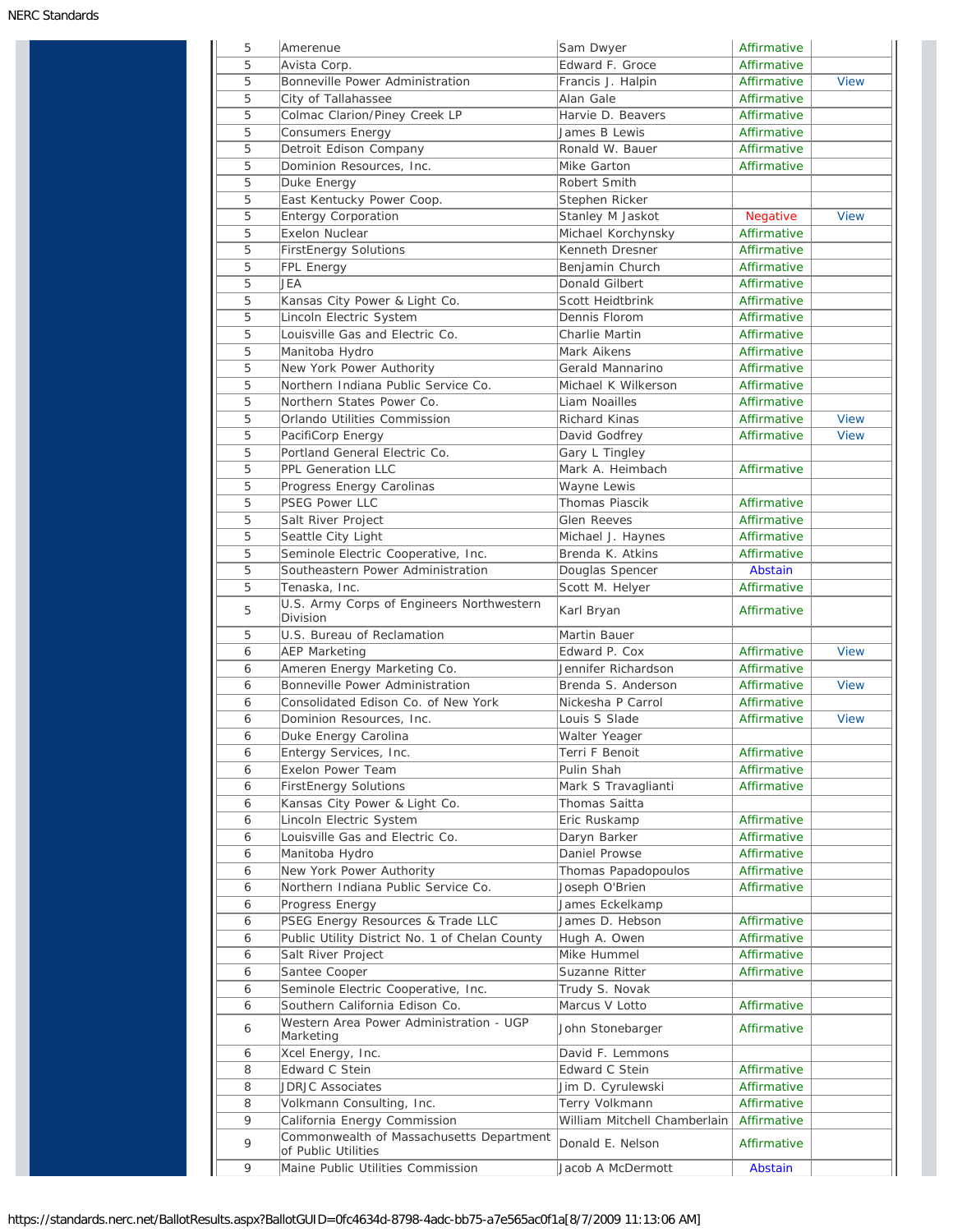| 5 | Amerenue | Sam Dwyer | Affirmative | |
|---|---|---|---|---|
| 5 | Avista Corp. | Edward F. Groce | Affirmative | |
| 5 | Bonneville Power Administration | Francis J. Halpin | Affirmative | View |
| 5 | City of Tallahassee | Alan Gale | Affirmative | |
| 5 | Colmac Clarion/Piney Creek LP | Harvie D. Beavers | Affirmative | |
| 5 | Consumers Energy | James B Lewis | Affirmative | |
| 5 | Detroit Edison Company | Ronald W. Bauer | Affirmative | |
| 5 | Dominion Resources, Inc. | Mike Garton | Affirmative | |
| 5 | Duke Energy | Robert Smith | | |
| 5 | East Kentucky Power Coop. | Stephen Ricker | | |
| 5 | Entergy Corporation | Stanley M Jaskot | Negative | View |
| 5 | Exelon Nuclear | Michael Korchynsky | Affirmative | |
| 5 | FirstEnergy Solutions | Kenneth Dresner | Affirmative | |
| 5 | FPL Energy | Benjamin Church | Affirmative | |
| 5 | JEA | Donald Gilbert | Affirmative | |
| 5 | Kansas City Power & Light Co. | Scott Heidtbrink | Affirmative | |
| 5 | Lincoln Electric System | Dennis Florom | Affirmative | |
| 5 | Louisville Gas and Electric Co. | Charlie Martin | Affirmative | |
| 5 | Manitoba Hydro | Mark Aikens | Affirmative | |
| 5 | New York Power Authority | Gerald Mannarino | Affirmative | |
| 5 | Northern Indiana Public Service Co. | Michael K Wilkerson | Affirmative | |
| 5 | Northern States Power Co. | Liam Noailles | Affirmative | |
| 5 | Orlando Utilities Commission | Richard Kinas | Affirmative | View |
| 5 | PacifiCorp Energy | David Godfrey | Affirmative | View |
| 5 | Portland General Electric Co. | Gary L Tingley | | |
| 5 | PPL Generation LLC | Mark A. Heimbach | Affirmative | |
| 5 | Progress Energy Carolinas | Wayne Lewis | | |
| 5 | PSEG Power LLC | Thomas Piascik | Affirmative | |
| 5 | Salt River Project | Glen Reeves | Affirmative | |
| 5 | Seattle City Light | Michael J. Haynes | Affirmative | |
| 5 | Seminole Electric Cooperative, Inc. | Brenda K. Atkins | Affirmative | |
| 5 | Southeastern Power Administration | Douglas Spencer | Abstain | |
| 5 | Tenaska, Inc. | Scott M. Helyer | Affirmative | |
| 5 | U.S. Army Corps of Engineers Northwestern Division | Karl Bryan | Affirmative | |
| 5 | U.S. Bureau of Reclamation | Martin Bauer | | |
| 6 | AEP Marketing | Edward P. Cox | Affirmative | View |
| 6 | Ameren Energy Marketing Co. | Jennifer Richardson | Affirmative | |
| 6 | Bonneville Power Administration | Brenda S. Anderson | Affirmative | View |
| 6 | Consolidated Edison Co. of New York | Nickesha P Carrol | Affirmative | |
| 6 | Dominion Resources, Inc. | Louis S Slade | Affirmative | View |
| 6 | Duke Energy Carolina | Walter Yeager | | |
| 6 | Entergy Services, Inc. | Terri F Benoit | Affirmative | |
| 6 | Exelon Power Team | Pulin Shah | Affirmative | |
| 6 | FirstEnergy Solutions | Mark S Travaglianti | Affirmative | |
| 6 | Kansas City Power & Light Co. | Thomas Saitta | | |
| 6 | Lincoln Electric System | Eric Ruskamp | Affirmative | |
| 6 | Louisville Gas and Electric Co. | Daryn Barker | Affirmative | |
| 6 | Manitoba Hydro | Daniel Prowse | Affirmative | |
| 6 | New York Power Authority | Thomas Papadopoulos | Affirmative | |
| 6 | Northern Indiana Public Service Co. | Joseph O'Brien | Affirmative | |
| 6 | Progress Energy | James Eckelkamp | | |
| 6 | PSEG Energy Resources & Trade LLC | James D. Hebson | Affirmative | |
| 6 | Public Utility District No. 1 of Chelan County | Hugh A. Owen | Affirmative | |
| 6 | Salt River Project | Mike Hummel | Affirmative | |
| 6 | Santee Cooper | Suzanne Ritter | Affirmative | |
| 6 | Seminole Electric Cooperative, Inc. | Trudy S. Novak | | |
| 6 | Southern California Edison Co. | Marcus V Lotto | Affirmative | |
| 6 | Western Area Power Administration - UGP Marketing | John Stonebarger | Affirmative | |
| 6 | Xcel Energy, Inc. | David F. Lemmons | | |
| 8 | Edward C Stein | Edward C Stein | Affirmative | |
| 8 | JDRJC Associates | Jim D. Cyrulewski | Affirmative | |
| 8 | Volkmann Consulting, Inc. | Terry Volkmann | Affirmative | |
| 9 | California Energy Commission | William Mitchell Chamberlain | Affirmative | |
| 9 | Commonwealth of Massachusetts Department of Public Utilities | Donald E. Nelson | Affirmative | |
| 9 | Maine Public Utilities Commission | Jacob A McDermott | Abstain | |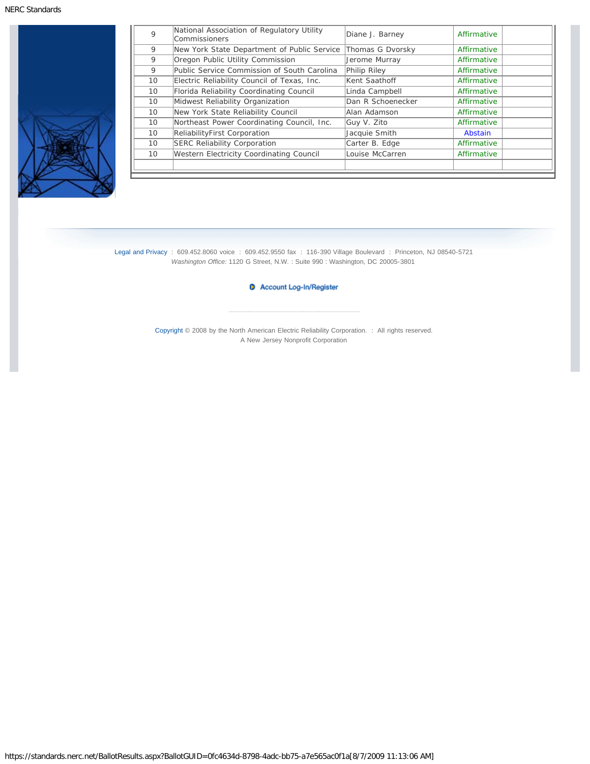| | | | | |
|---|---|---|---|---|
| 9 | National Association of Regulatory Utility Commissioners | Diane J. Barney | Affirmative | |
| 9 | New York State Department of Public Service | Thomas G Dvorsky | Affirmative | |
| 9 | Oregon Public Utility Commission | Jerome Murray | Affirmative | |
| 9 | Public Service Commission of South Carolina | Philip Riley | Affirmative | |
| 10 | Electric Reliability Council of Texas, Inc. | Kent Saathoff | Affirmative | |
| 10 | Florida Reliability Coordinating Council | Linda Campbell | Affirmative | |
| 10 | Midwest Reliability Organization | Dan R Schoenecker | Affirmative | |
| 10 | New York State Reliability Council | Alan Adamson | Affirmative | |
| 10 | Northeast Power Coordinating Council, Inc. | Guy V. Zito | Affirmative | |
| 10 | ReliabilityFirst Corporation | Jacquie Smith | Abstain | |
| 10 | SERC Reliability Corporation | Carter B. Edge | Affirmative | |
| 10 | Western Electricity Coordinating Council | Louise McCarren | Affirmative | |
| | | | | |

Legal and Privacy : 609.452.8060 voice : 609.452.9550 fax : 116-390 Village Boulevard : Princeton, NJ 08540-5721
*Washington Office:* 1120 G Street, N.W. : Suite 990 : Washington, DC 20005-3801

Account Log-In/Register

Copyright © 2008 by the North American Electric Reliability Corporation. : All rights reserved.
A New Jersey Nonprofit Corporation